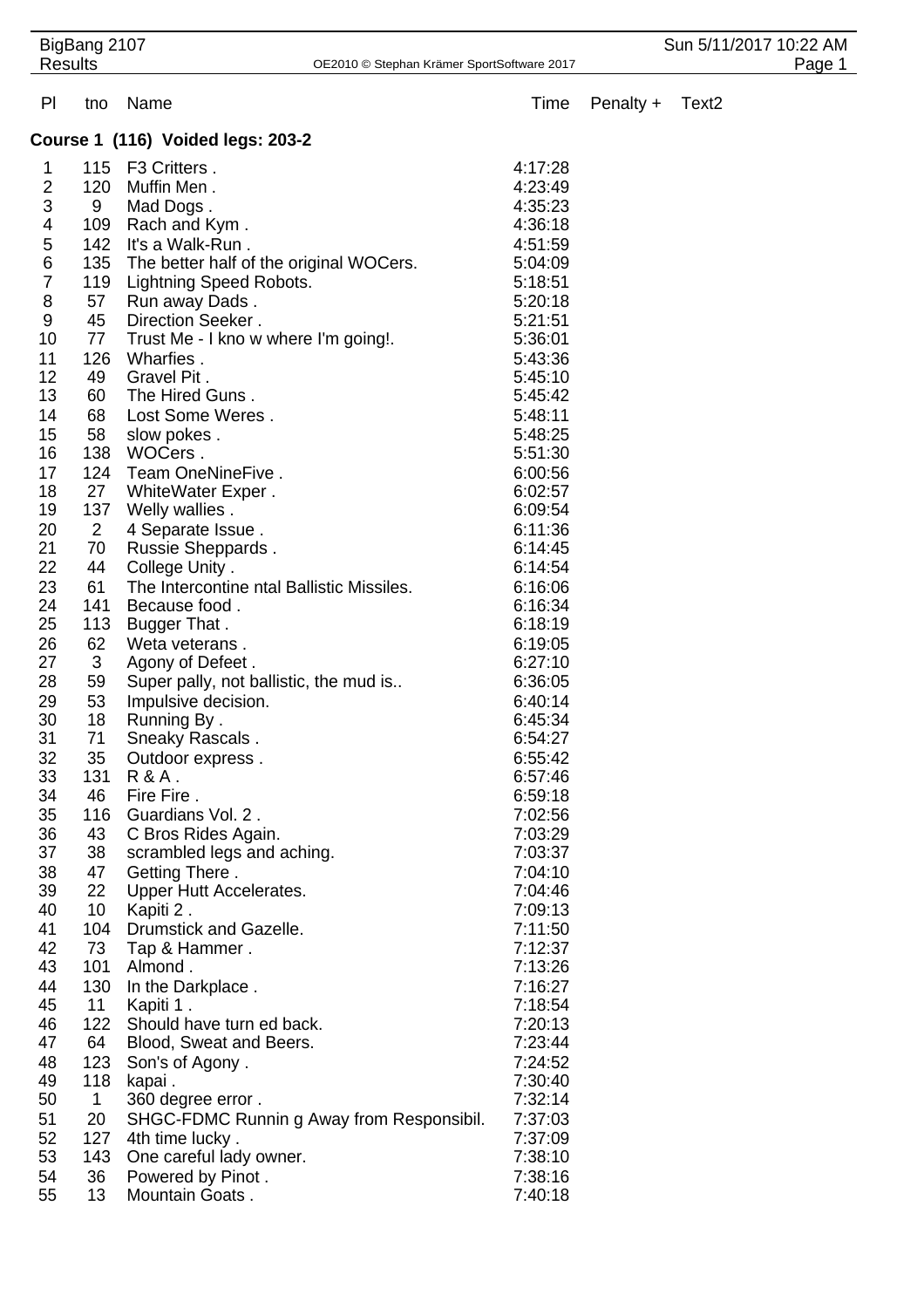BigBang 2107
Results

Sun 5/11/2017 10:22 AM

OE2010 © Stephan Krämer SportSoftware 2017

| Pl | tno | Name | Time | Penalty + | Text2 |
|---|---|---|---|---|---|

**Course 1 (116) Voided legs: 203-2**

| Pl | tno | Name | Time | Penalty + | Text2 |
|---|---|---|---|---|---|
| 1 | 115 | F3 Critters . | 4:17:28 | | |
| 2 | 120 | Muffin Men . | 4:23:49 | | |
| 3 | 9 | Mad Dogs . | 4:35:23 | | |
| 4 | 109 | Rach and Kym . | 4:36:18 | | |
| 5 | 142 | It's a Walk-Run . | 4:51:59 | | |
| 6 | 135 | The better half of the original WOCers. | 5:04:09 | | |
| 7 | 119 | Lightning Speed Robots. | 5:18:51 | | |
| 8 | 57 | Run away Dads . | 5:20:18 | | |
| 9 | 45 | Direction Seeker . | 5:21:51 | | |
| 10 | 77 | Trust Me - I kno w where I'm going!. | 5:36:01 | | |
| 11 | 126 | Wharfies . | 5:43:36 | | |
| 12 | 49 | Gravel Pit . | 5:45:10 | | |
| 13 | 60 | The Hired Guns . | 5:45:42 | | |
| 14 | 68 | Lost Some Weres . | 5:48:11 | | |
| 15 | 58 | slow pokes . | 5:48:25 | | |
| 16 | 138 | WOCers . | 5:51:30 | | |
| 17 | 124 | Team OneNineFive . | 6:00:56 | | |
| 18 | 27 | WhiteWater Exper . | 6:02:57 | | |
| 19 | 137 | Welly wallies . | 6:09:54 | | |
| 20 | 2 | 4 Separate Issue . | 6:11:36 | | |
| 21 | 70 | Russie Sheppards . | 6:14:45 | | |
| 22 | 44 | College Unity . | 6:14:54 | | |
| 23 | 61 | The Intercontine ntal Ballistic Missiles. | 6:16:06 | | |
| 24 | 141 | Because food . | 6:16:34 | | |
| 25 | 113 | Bugger That . | 6:18:19 | | |
| 26 | 62 | Weta veterans . | 6:19:05 | | |
| 27 | 3 | Agony of Defeet . | 6:27:10 | | |
| 28 | 59 | Super pally, not ballistic, the mud is.. | 6:36:05 | | |
| 29 | 53 | Impulsive decision. | 6:40:14 | | |
| 30 | 18 | Running By . | 6:45:34 | | |
| 31 | 71 | Sneaky Rascals . | 6:54:27 | | |
| 32 | 35 | Outdoor express . | 6:55:42 | | |
| 33 | 131 | R & A . | 6:57:46 | | |
| 34 | 46 | Fire Fire . | 6:59:18 | | |
| 35 | 116 | Guardians Vol. 2 . | 7:02:56 | | |
| 36 | 43 | C Bros Rides Again. | 7:03:29 | | |
| 37 | 38 | scrambled legs and aching. | 7:03:37 | | |
| 38 | 47 | Getting There . | 7:04:10 | | |
| 39 | 22 | Upper Hutt Accelerates. | 7:04:46 | | |
| 40 | 10 | Kapiti 2 . | 7:09:13 | | |
| 41 | 104 | Drumstick and Gazelle. | 7:11:50 | | |
| 42 | 73 | Tap & Hammer . | 7:12:37 | | |
| 43 | 101 | Almond . | 7:13:26 | | |
| 44 | 130 | In the Darkplace . | 7:16:27 | | |
| 45 | 11 | Kapiti 1 . | 7:18:54 | | |
| 46 | 122 | Should have turn ed back. | 7:20:13 | | |
| 47 | 64 | Blood, Sweat and Beers. | 7:23:44 | | |
| 48 | 123 | Son's of Agony . | 7:24:52 | | |
| 49 | 118 | kapai . | 7:30:40 | | |
| 50 | 1 | 360 degree error . | 7:32:14 | | |
| 51 | 20 | SHGC-FDMC Runnin g Away from Responsibil. | 7:37:03 | | |
| 52 | 127 | 4th time lucky . | 7:37:09 | | |
| 53 | 143 | One careful lady owner. | 7:38:10 | | |
| 54 | 36 | Powered by Pinot . | 7:38:16 | | |
| 55 | 13 | Mountain Goats . | 7:40:18 | | |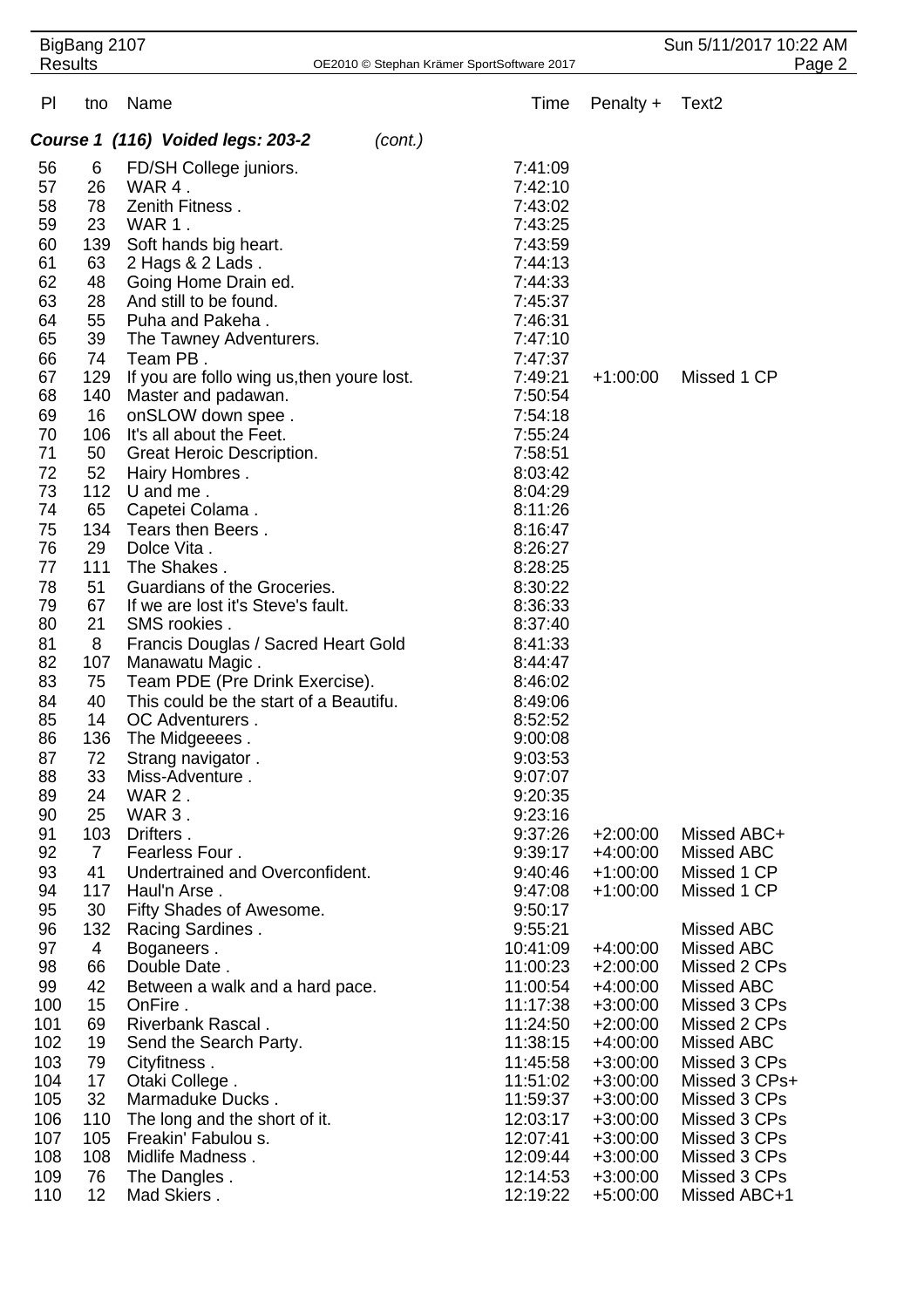### *Course 1 (116) Voided legs: 203-2* *(cont.)*

| Pl | tno | Name | Time | Penalty + | Text2 |
|---|---|---|---|---|---|
| 56 | 6 | FD/SH College juniors. | 7:41:09 | | |
| 57 | 26 | WAR 4 . | 7:42:10 | | |
| 58 | 78 | Zenith Fitness . | 7:43:02 | | |
| 59 | 23 | WAR 1 . | 7:43:25 | | |
| 60 | 139 | Soft hands big heart. | 7:43:59 | | |
| 61 | 63 | 2 Hags & 2 Lads . | 7:44:13 | | |
| 62 | 48 | Going Home Drain ed. | 7:44:33 | | |
| 63 | 28 | And still to be found. | 7:45:37 | | |
| 64 | 55 | Puha and Pakeha . | 7:46:31 | | |
| 65 | 39 | The Tawney Adventurers. | 7:47:10 | | |
| 66 | 74 | Team PB . | 7:47:37 | | |
| 67 | 129 | If you are follo wing us,then youre lost. | 7:49:21 | +1:00:00 | Missed 1 CP |
| 68 | 140 | Master and padawan. | 7:50:54 | | |
| 69 | 16 | onSLOW down spee . | 7:54:18 | | |
| 70 | 106 | It's all about the Feet. | 7:55:24 | | |
| 71 | 50 | Great Heroic Description. | 7:58:51 | | |
| 72 | 52 | Hairy Hombres . | 8:03:42 | | |
| 73 | 112 | U and me . | 8:04:29 | | |
| 74 | 65 | Capetei Colama . | 8:11:26 | | |
| 75 | 134 | Tears then Beers . | 8:16:47 | | |
| 76 | 29 | Dolce Vita . | 8:26:27 | | |
| 77 | 111 | The Shakes . | 8:28:25 | | |
| 78 | 51 | Guardians of the Groceries. | 8:30:22 | | |
| 79 | 67 | If we are lost it's Steve's fault. | 8:36:33 | | |
| 80 | 21 | SMS rookies . | 8:37:40 | | |
| 81 | 8 | Francis Douglas / Sacred Heart Gold | 8:41:33 | | |
| 82 | 107 | Manawatu Magic . | 8:44:47 | | |
| 83 | 75 | Team PDE (Pre Drink Exercise). | 8:46:02 | | |
| 84 | 40 | This could be the start of a Beautifu. | 8:49:06 | | |
| 85 | 14 | OC Adventurers . | 8:52:52 | | |
| 86 | 136 | The Midgeeees . | 9:00:08 | | |
| 87 | 72 | Strang navigator . | 9:03:53 | | |
| 88 | 33 | Miss-Adventure . | 9:07:07 | | |
| 89 | 24 | WAR 2 . | 9:20:35 | | |
| 90 | 25 | WAR 3 . | 9:23:16 | | |
| 91 | 103 | Drifters . | 9:37:26 | +2:00:00 | Missed ABC+ |
| 92 | 7 | Fearless Four . | 9:39:17 | +4:00:00 | Missed ABC |
| 93 | 41 | Undertrained and Overconfident. | 9:40:46 | +1:00:00 | Missed 1 CP |
| 94 | 117 | Haul'n Arse . | 9:47:08 | +1:00:00 | Missed 1 CP |
| 95 | 30 | Fifty Shades of Awesome. | 9:50:17 | | |
| 96 | 132 | Racing Sardines . | 9:55:21 | | Missed ABC |
| 97 | 4 | Boganeers . | 10:41:09 | +4:00:00 | Missed ABC |
| 98 | 66 | Double Date . | 11:00:23 | +2:00:00 | Missed 2 CPs |
| 99 | 42 | Between a walk and a hard pace. | 11:00:54 | +4:00:00 | Missed ABC |
| 100 | 15 | OnFire . | 11:17:38 | +3:00:00 | Missed 3 CPs |
| 101 | 69 | Riverbank Rascal . | 11:24:50 | +2:00:00 | Missed 2 CPs |
| 102 | 19 | Send the Search Party. | 11:38:15 | +4:00:00 | Missed ABC |
| 103 | 79 | Cityfitness . | 11:45:58 | +3:00:00 | Missed 3 CPs |
| 104 | 17 | Otaki College . | 11:51:02 | +3:00:00 | Missed 3 CPs+ |
| 105 | 32 | Marmaduke Ducks . | 11:59:37 | +3:00:00 | Missed 3 CPs |
| 106 | 110 | The long and the short of it. | 12:03:17 | +3:00:00 | Missed 3 CPs |
| 107 | 105 | Freakin' Fabulou s. | 12:07:41 | +3:00:00 | Missed 3 CPs |
| 108 | 108 | Midlife Madness . | 12:09:44 | +3:00:00 | Missed 3 CPs |
| 109 | 76 | The Dangles . | 12:14:53 | +3:00:00 | Missed 3 CPs |
| 110 | 12 | Mad Skiers . | 12:19:22 | +5:00:00 | Missed ABC+1 |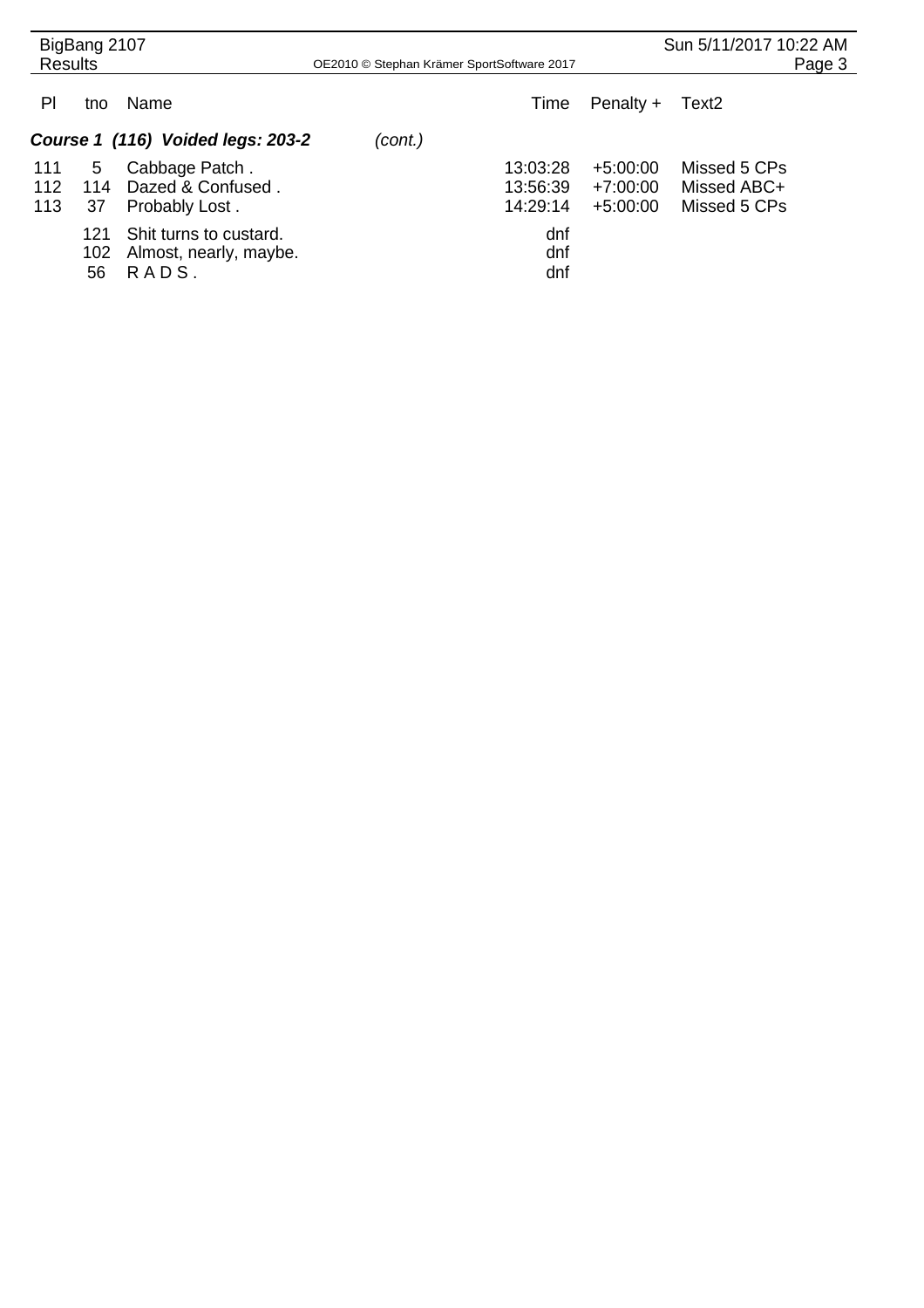### *Course 1 (116) Voided legs: 203-2* *(cont.)*

| Pl | tno | Name | Time | Penalty + | Text2 |
|---|---|---|---|---|---|
| 111 | 5 | Cabbage Patch . | 13:03:28 | +5:00:00 | Missed 5 CPs |
| 112 | 114 | Dazed & Confused . | 13:56:39 | +7:00:00 | Missed ABC+ |
| 113 | 37 | Probably Lost . | 14:29:14 | +5:00:00 | Missed 5 CPs |
| | 121 | Shit turns to custard. | dnf | | |
| | 102 | Almost, nearly, maybe. | dnf | | |
| | 56 | R A D S . | dnf | | |